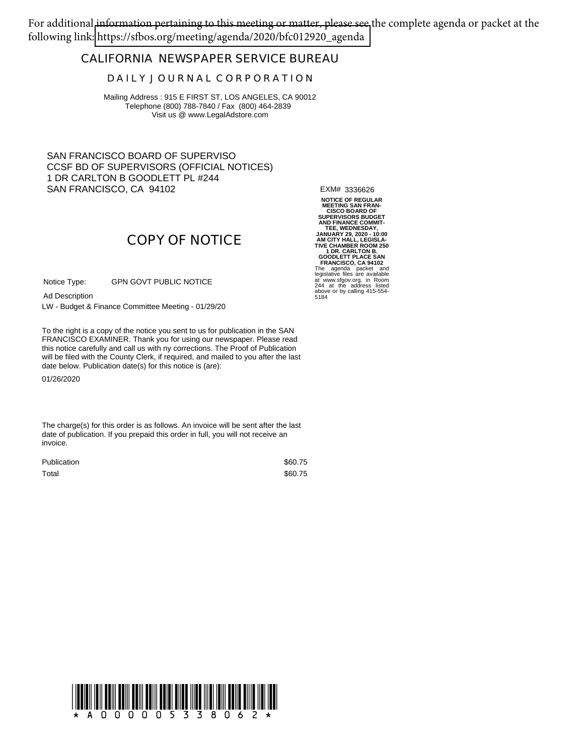For additional information pertaining to this meeting or matter, please see the complete agenda or packet at the following link: https://sfbos.org/meeting/agenda/2020/bfc012920_agenda

## CALIFORNIA NEWSPAPER SERVICE BUREAU

### DAILY JOURNAL CORPORATION

Mailing Address : 915 E FIRST ST, LOS ANGELES, CA 90012
Telephone (800) 788-7840 / Fax (800) 464-2839
Visit us @ www.LegalAdstore.com

SAN FRANCISCO BOARD OF SUPERVISO
CCSF BD OF SUPERVISORS (OFFICIAL NOTICES)
1 DR CARLTON B GOODLETT PL #244
SAN FRANCISCO, CA 94102

## COPY OF NOTICE

Notice Type: GPN GOVT PUBLIC NOTICE

Ad Description

LW - Budget & Finance Committee Meeting - 01/29/20

To the right is a copy of the notice you sent to us for publication in the SAN FRANCISCO EXAMINER. Thank you for using our newspaper. Please read this notice carefully and call us with ny corrections. The Proof of Publication will be filed with the County Clerk, if required, and mailed to you after the last date below. Publication date(s) for this notice is (are):

01/26/2020

The charge(s) for this order is as follows. An invoice will be sent after the last date of publication. If you prepaid this order in full, you will not receive an invoice.

| | |
|---|---|
| Publication | $60.75 |
| Total | $60.75 |

EXM# 3336626

**NOTICE OF REGULAR MEETING SAN FRANCISCO BOARD OF SUPERVISORS BUDGET AND FINANCE COMMITTEE, WEDNESDAY, JANUARY 29, 2020 - 10:00 AM CITY HALL, LEGISLATIVE CHAMBER ROOM 250 1 DR. CARLTON B. GOODLETT PLACE SAN FRANCISCO, CA 94102**

The agenda packet and legislative files are available at www.sfgov.org, in Room 244 at the address listed above or by calling 415-554-5184

\* A 0 0 0 0 0 5 3 3 8 0 6 2 \*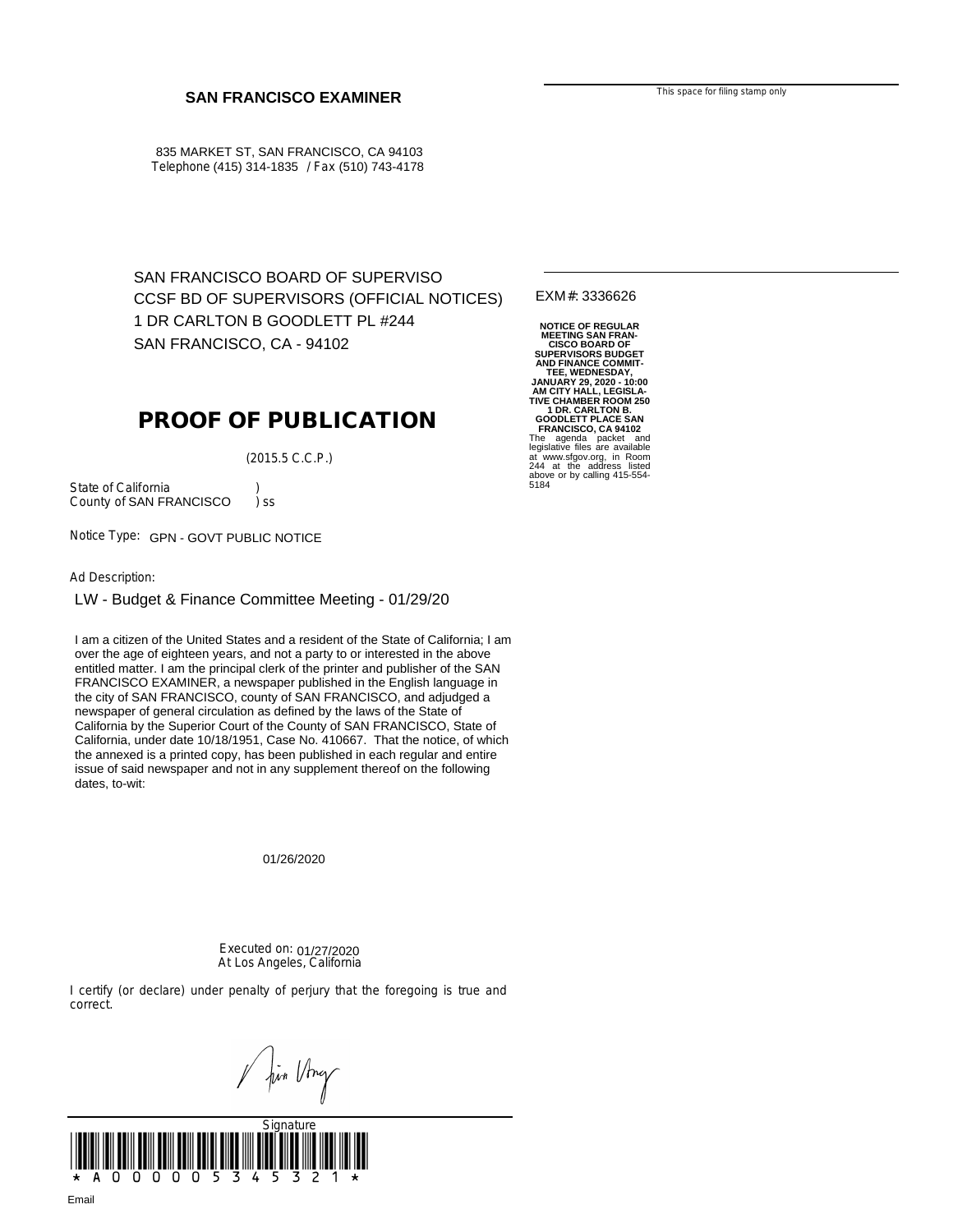**SAN FRANCISCO EXAMINER**

This space for filing stamp only

835 MARKET ST, SAN FRANCISCO, CA 94103
Telephone (415) 314-1835 / Fax (510) 743-4178

SAN FRANCISCO BOARD OF SUPERVISO
CCSF BD OF SUPERVISORS (OFFICIAL NOTICES)
1 DR CARLTON B GOODLETT PL #244
SAN FRANCISCO, CA - 94102

EXM#: 3336626

**NOTICE OF REGULAR MEETING SAN FRANCISCO BOARD OF SUPERVISORS BUDGET AND FINANCE COMMITTEE, WEDNESDAY, JANUARY 29, 2020 - 10:00 AM CITY HALL, LEGISLATIVE CHAMBER ROOM 250 1 DR. CARLTON B. GOODLETT PLACE SAN FRANCISCO, CA 94102**

The agenda packet and legislative files are available at www.sfgov.org, in Room 244 at the address listed above or by calling 415-554-5184

# PROOF OF PUBLICATION

(2015.5 C.C.P.)

State of California )
County of SAN FRANCISCO ) ss

Notice Type: GPN - GOVT PUBLIC NOTICE

Ad Description:

LW - Budget & Finance Committee Meeting - 01/29/20

I am a citizen of the United States and a resident of the State of California; I am over the age of eighteen years, and not a party to or interested in the above entitled matter. I am the principal clerk of the printer and publisher of the SAN FRANCISCO EXAMINER, a newspaper published in the English language in the city of SAN FRANCISCO, county of SAN FRANCISCO, and adjudged a newspaper of general circulation as defined by the laws of the State of California by the Superior Court of the County of SAN FRANCISCO, State of California, under date 10/18/1951, Case No. 410667. That the notice, of which the annexed is a printed copy, has been published in each regular and entire issue of said newspaper and not in any supplement thereof on the following dates, to-wit:

01/26/2020

Executed on: 01/27/2020
At Los Angeles, California

I certify (or declare) under penalty of perjury that the foregoing is true and correct.

Signature

\* A 0 0 0 0 0 5 3 4 5 3 2 1 \*

Email